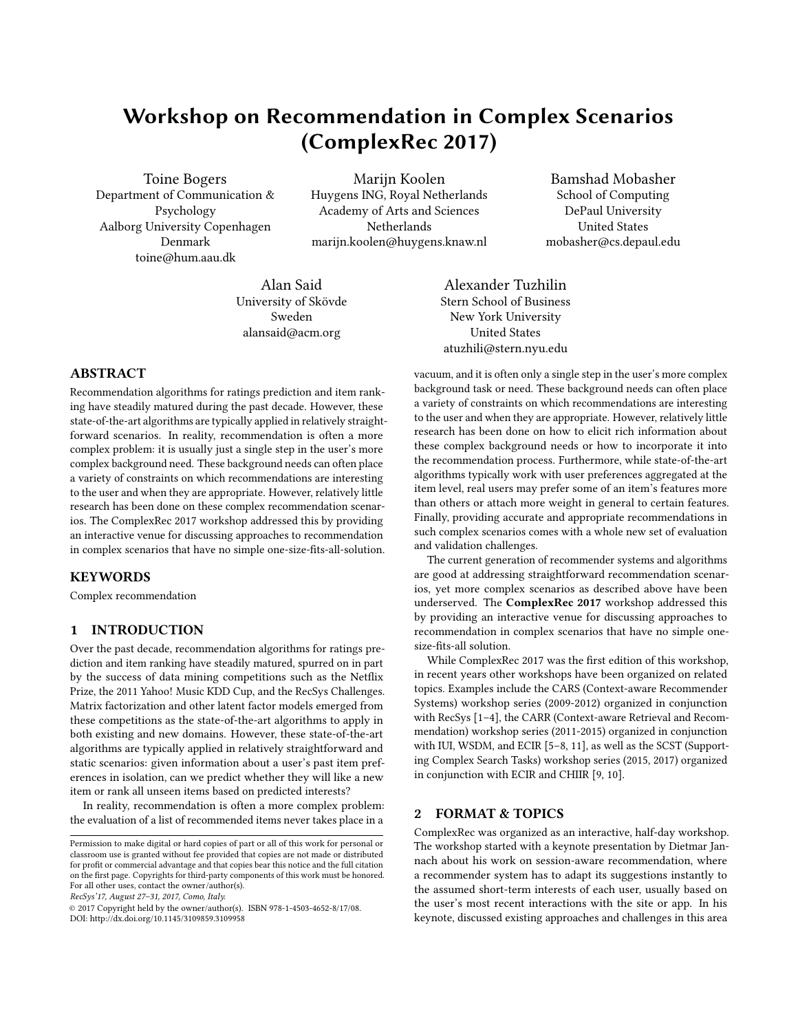# Workshop on Recommendation in Complex Scenarios (ComplexRec 2017)

Toine Bogers
Department of Communication & Psychology
Aalborg University Copenhagen
Denmark
toine@hum.aau.dk

Marijn Koolen
Huygens ING, Royal Netherlands Academy of Arts and Sciences
Netherlands
marijn.koolen@huygens.knaw.nl

Bamshad Mobasher
School of Computing
DePaul University
United States
mobasher@cs.depaul.edu

Alan Said
University of Skövde
Sweden
alansaid@acm.org

Alexander Tuzhilin
Stern School of Business
New York University
United States
atuzhili@stern.nyu.edu

## ABSTRACT

Recommendation algorithms for ratings prediction and item ranking have steadily matured during the past decade. However, these state-of-the-art algorithms are typically applied in relatively straightforward scenarios. In reality, recommendation is often a more complex problem: it is usually just a single step in the user's more complex background need. These background needs can often place a variety of constraints on which recommendations are interesting to the user and when they are appropriate. However, relatively little research has been done on these complex recommendation scenarios. The ComplexRec 2017 workshop addressed this by providing an interactive venue for discussing approaches to recommendation in complex scenarios that have no simple one-size-fits-all-solution.

## KEYWORDS

Complex recommendation

## 1 INTRODUCTION

Over the past decade, recommendation algorithms for ratings prediction and item ranking have steadily matured, spurred on in part by the success of data mining competitions such as the Netflix Prize, the 2011 Yahoo! Music KDD Cup, and the RecSys Challenges. Matrix factorization and other latent factor models emerged from these competitions as the state-of-the-art algorithms to apply in both existing and new domains. However, these state-of-the-art algorithms are typically applied in relatively straightforward and static scenarios: given information about a user's past item preferences in isolation, can we predict whether they will like a new item or rank all unseen items based on predicted interests?

In reality, recommendation is often a more complex problem: the evaluation of a list of recommended items never takes place in a vacuum, and it is often only a single step in the user's more complex background task or need. These background needs can often place a variety of constraints on which recommendations are interesting to the user and when they are appropriate. However, relatively little research has been done on how to elicit rich information about these complex background needs or how to incorporate it into the recommendation process. Furthermore, while state-of-the-art algorithms typically work with user preferences aggregated at the item level, real users may prefer some of an item's features more than others or attach more weight in general to certain features. Finally, providing accurate and appropriate recommendations in such complex scenarios comes with a whole new set of evaluation and validation challenges.

The current generation of recommender systems and algorithms are good at addressing straightforward recommendation scenarios, yet more complex scenarios as described above have been underserved. The **ComplexRec 2017** workshop addressed this by providing an interactive venue for discussing approaches to recommendation in complex scenarios that have no simple one-size-fits-all solution.

While ComplexRec 2017 was the first edition of this workshop, in recent years other workshops have been organized on related topics. Examples include the CARS (Context-aware Recommender Systems) workshop series (2009-2012) organized in conjunction with RecSys [1–4], the CARR (Context-aware Retrieval and Recommendation) workshop series (2011-2015) organized in conjunction with IUI, WSDM, and ECIR [5–8, 11], as well as the SCST (Supporting Complex Search Tasks) workshop series (2015, 2017) organized in conjunction with ECIR and CHIIR [9, 10].

## 2 FORMAT & TOPICS

ComplexRec was organized as an interactive, half-day workshop. The workshop started with a keynote presentation by Dietmar Jannach about his work on session-aware recommendation, where a recommender system has to adapt its suggestions instantly to the assumed short-term interests of each user, usually based on the user's most recent interactions with the site or app. In his keynote, discussed existing approaches and challenges in this area

Permission to make digital or hard copies of part or all of this work for personal or classroom use is granted without fee provided that copies are not made or distributed for profit or commercial advantage and that copies bear this notice and the full citation on the first page. Copyrights for third-party components of this work must be honored. For all other uses, contact the owner/author(s).
*RecSys'17, August 27–31, 2017, Como, Italy.*
© 2017 Copyright held by the owner/author(s). ISBN 978-1-4503-4652-8/17/08.
DOI: http://dx.doi.org/10.1145/3109859.3109958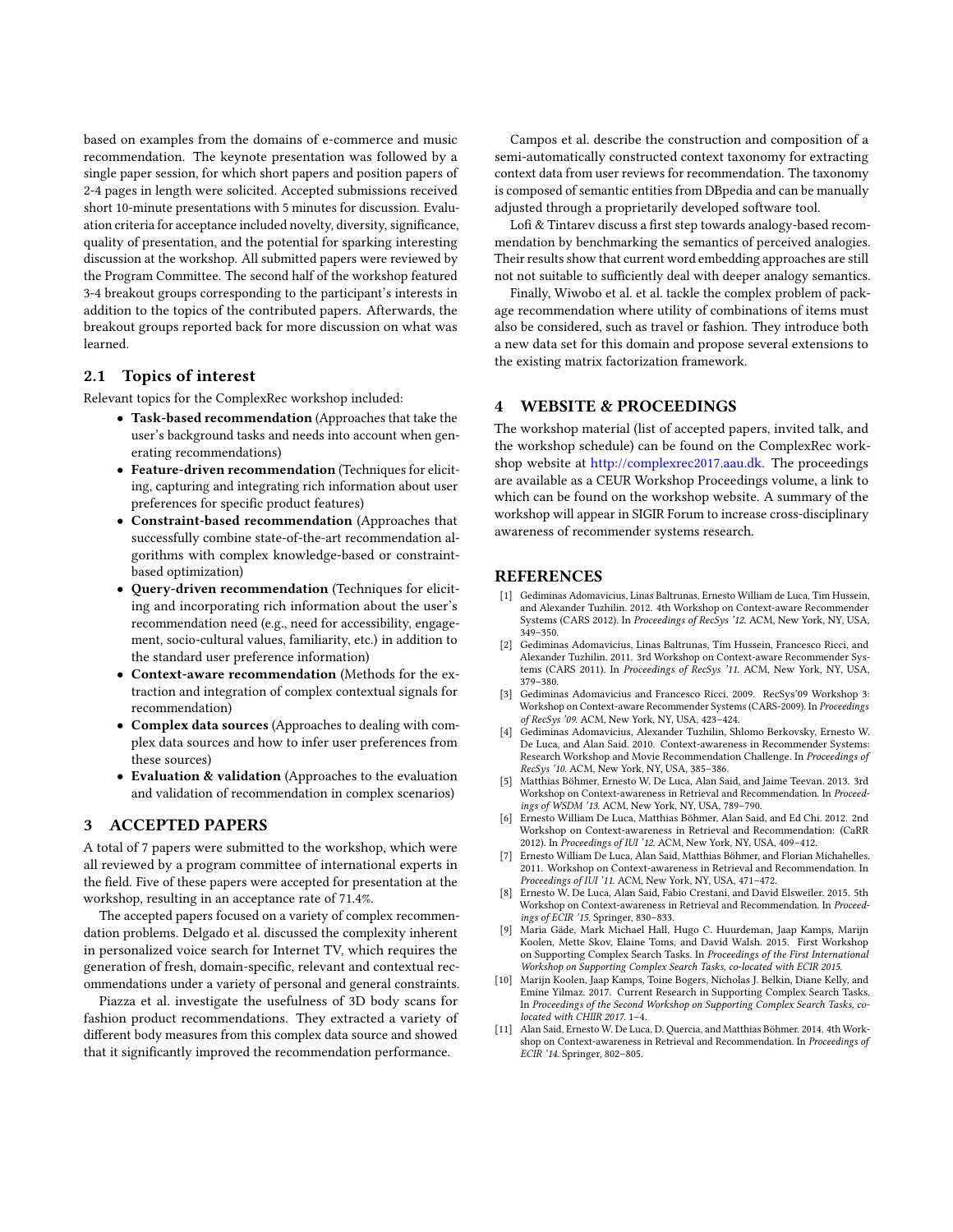based on examples from the domains of e-commerce and music recommendation. The keynote presentation was followed by a single paper session, for which short papers and position papers of 2-4 pages in length were solicited. Accepted submissions received short 10-minute presentations with 5 minutes for discussion. Evaluation criteria for acceptance included novelty, diversity, significance, quality of presentation, and the potential for sparking interesting discussion at the workshop. All submitted papers were reviewed by the Program Committee. The second half of the workshop featured 3-4 breakout groups corresponding to the participant's interests in addition to the topics of the contributed papers. Afterwards, the breakout groups reported back for more discussion on what was learned.

### 2.1 Topics of interest

Relevant topics for the ComplexRec workshop included:

- **Task-based recommendation** (Approaches that take the user's background tasks and needs into account when generating recommendations)
- **Feature-driven recommendation** (Techniques for eliciting, capturing and integrating rich information about user preferences for specific product features)
- **Constraint-based recommendation** (Approaches that successfully combine state-of-the-art recommendation algorithms with complex knowledge-based or constraint-based optimization)
- **Query-driven recommendation** (Techniques for eliciting and incorporating rich information about the user's recommendation need (e.g., need for accessibility, engagement, socio-cultural values, familiarity, etc.) in addition to the standard user preference information)
- **Context-aware recommendation** (Methods for the extraction and integration of complex contextual signals for recommendation)
- **Complex data sources** (Approaches to dealing with complex data sources and how to infer user preferences from these sources)
- **Evaluation & validation** (Approaches to the evaluation and validation of recommendation in complex scenarios)

## 3 ACCEPTED PAPERS

A total of 7 papers were submitted to the workshop, which were all reviewed by a program committee of international experts in the field. Five of these papers were accepted for presentation at the workshop, resulting in an acceptance rate of 71.4%.

The accepted papers focused on a variety of complex recommendation problems. Delgado et al. discussed the complexity inherent in personalized voice search for Internet TV, which requires the generation of fresh, domain-specific, relevant and contextual recommendations under a variety of personal and general constraints.

Piazza et al. investigate the usefulness of 3D body scans for fashion product recommendations. They extracted a variety of different body measures from this complex data source and showed that it significantly improved the recommendation performance.

Campos et al. describe the construction and composition of a semi-automatically constructed context taxonomy for extracting context data from user reviews for recommendation. The taxonomy is composed of semantic entities from DBpedia and can be manually adjusted through a proprietarily developed software tool.

Lofi & Tintarev discuss a first step towards analogy-based recommendation by benchmarking the semantics of perceived analogies. Their results show that current word embedding approaches are still not not suitable to sufficiently deal with deeper analogy semantics.

Finally, Wiwobo et al. et al. tackle the complex problem of package recommendation where utility of combinations of items must also be considered, such as travel or fashion. They introduce both a new data set for this domain and propose several extensions to the existing matrix factorization framework.

## 4 WEBSITE & PROCEEDINGS

The workshop material (list of accepted papers, invited talk, and the workshop schedule) can be found on the ComplexRec workshop website at http://complexrec2017.aau.dk. The proceedings are available as a CEUR Workshop Proceedings volume, a link to which can be found on the workshop website. A summary of the workshop will appear in SIGIR Forum to increase cross-disciplinary awareness of recommender systems research.

## REFERENCES

- [1] Gediminas Adomavicius, Linas Baltrunas, Ernesto William de Luca, Tim Hussein, and Alexander Tuzhilin. 2012. 4th Workshop on Context-aware Recommender Systems (CARS 2012). In *Proceedings of RecSys '12*. ACM, New York, NY, USA, 349–350.
- [2] Gediminas Adomavicius, Linas Baltrunas, Tim Hussein, Francesco Ricci, and Alexander Tuzhilin. 2011. 3rd Workshop on Context-aware Recommender Systems (CARS 2011). In *Proceedings of RecSys '11*. ACM, New York, NY, USA, 379–380.
- [3] Gediminas Adomavicius and Francesco Ricci. 2009. RecSys'09 Workshop 3: Workshop on Context-aware Recommender Systems (CARS-2009). In *Proceedings of RecSys '09*. ACM, New York, NY, USA, 423–424.
- [4] Gediminas Adomavicius, Alexander Tuzhilin, Shlomo Berkovsky, Ernesto W. De Luca, and Alan Said. 2010. Context-awareness in Recommender Systems: Research Workshop and Movie Recommendation Challenge. In *Proceedings of RecSys '10*. ACM, New York, NY, USA, 385–386.
- [5] Matthias Böhmer, Ernesto W. De Luca, Alan Said, and Jaime Teevan. 2013. 3rd Workshop on Context-awareness in Retrieval and Recommendation. In *Proceedings of WSDM '13*. ACM, New York, NY, USA, 789–790.
- [6] Ernesto William De Luca, Matthias Böhmer, Alan Said, and Ed Chi. 2012. 2nd Workshop on Context-awareness in Retrieval and Recommendation: (CaRR 2012). In *Proceedings of IUI '12*. ACM, New York, NY, USA, 409–412.
- [7] Ernesto William De Luca, Alan Said, Matthias Böhmer, and Florian Michahelles. 2011. Workshop on Context-awareness in Retrieval and Recommendation. In *Proceedings of IUI '11*. ACM, New York, NY, USA, 471–472.
- [8] Ernesto W. De Luca, Alan Said, Fabio Crestani, and David Elsweiler. 2015. 5th Workshop on Context-awareness in Retrieval and Recommendation. In *Proceedings of ECIR '15*. Springer, 830–833.
- [9] Maria Gäde, Mark Michael Hall, Hugo C. Huurdeman, Jaap Kamps, Marijn Koolen, Mette Skov, Elaine Toms, and David Walsh. 2015. First Workshop on Supporting Complex Search Tasks. In *Proceedings of the First International Workshop on Supporting Complex Search Tasks, co-located with ECIR 2015*.
- [10] Marijn Koolen, Jaap Kamps, Toine Bogers, Nicholas J. Belkin, Diane Kelly, and Emine Yilmaz. 2017. Current Research in Supporting Complex Search Tasks. In *Proceedings of the Second Workshop on Supporting Complex Search Tasks, co-located with CHIIR 2017*. 1–4.
- [11] Alan Said, Ernesto W. De Luca, D. Quercia, and Matthias Böhmer. 2014. 4th Workshop on Context-awareness in Retrieval and Recommendation. In *Proceedings of ECIR '14*. Springer, 802–805.